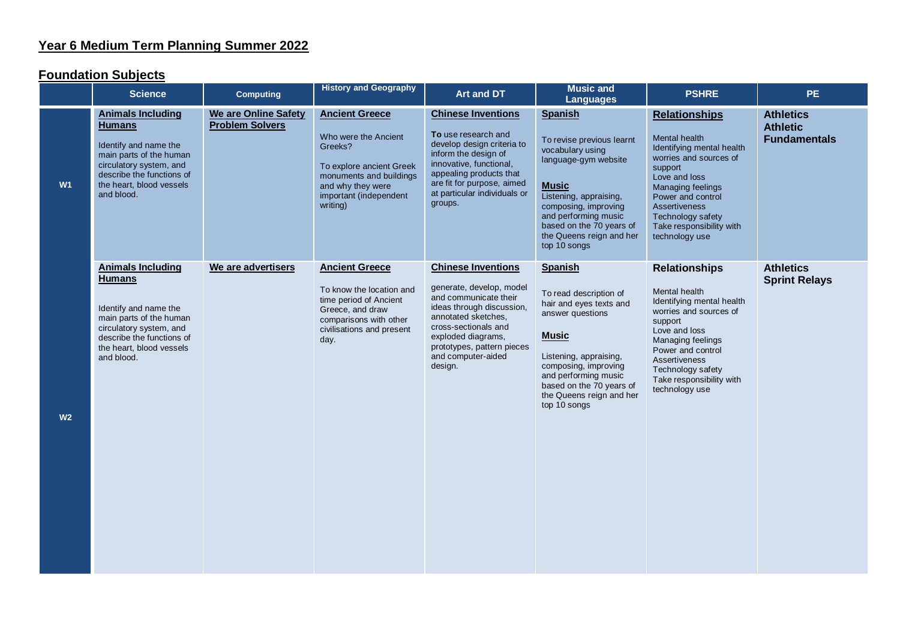## Year 6 Medium Term Planning Summer 2022

## Foundation Subjects

| | Science | Computing | History and Geography | Art and DT | Music and Languages | PSHRE | PE |
|---|---|---|---|---|---|---|---|
| **W1** | **Animals Including Humans**<br><br>Identify and name the main parts of the human circulatory system, and describe the functions of the heart, blood vessels and blood. | **We are Online Safety Problem Solvers** | **Ancient Greece**<br><br>Who were the Ancient Greeks?<br><br>To explore ancient Greek monuments and buildings and why they were important (independent writing) | **Chinese Inventions**<br><br>**To** use research and develop design criteria to inform the design of innovative, functional, appealing products that are fit for purpose, aimed at particular individuals or groups. | **Spanish**<br><br>To revise previous learnt vocabulary using language-gym website<br><br>**Music**<br>Listening, appraising, composing, improving and performing music based on the 70 years of the Queens reign and her top 10 songs | **Relationships**<br><br>Mental health<br>Identifying mental health worries and sources of support<br>Love and loss<br>Managing feelings<br>Power and control<br>Assertiveness<br>Technology safety<br>Take responsibility with technology use | **Athletics**<br>**Athletic Fundamentals** |
| **W2** | **Animals Including Humans**<br><br>Identify and name the main parts of the human circulatory system, and describe the functions of the heart, blood vessels and blood. | **We are advertisers** | **Ancient Greece**<br><br>To know the location and time period of Ancient Greece, and draw comparisons with other civilisations and present day. | **Chinese Inventions**<br><br>generate, develop, model and communicate their ideas through discussion, annotated sketches, cross-sectionals and exploded diagrams, prototypes, pattern pieces and computer-aided design. | **Spanish**<br><br>To read description of hair and eyes texts and answer questions<br><br>**Music**<br><br>Listening, appraising, composing, improving and performing music based on the 70 years of the Queens reign and her top 10 songs | **Relationships**<br><br>Mental health<br>Identifying mental health worries and sources of support<br>Love and loss<br>Managing feelings<br>Power and control<br>Assertiveness<br>Technology safety<br>Take responsibility with technology use | **Athletics**<br>**Sprint Relays** |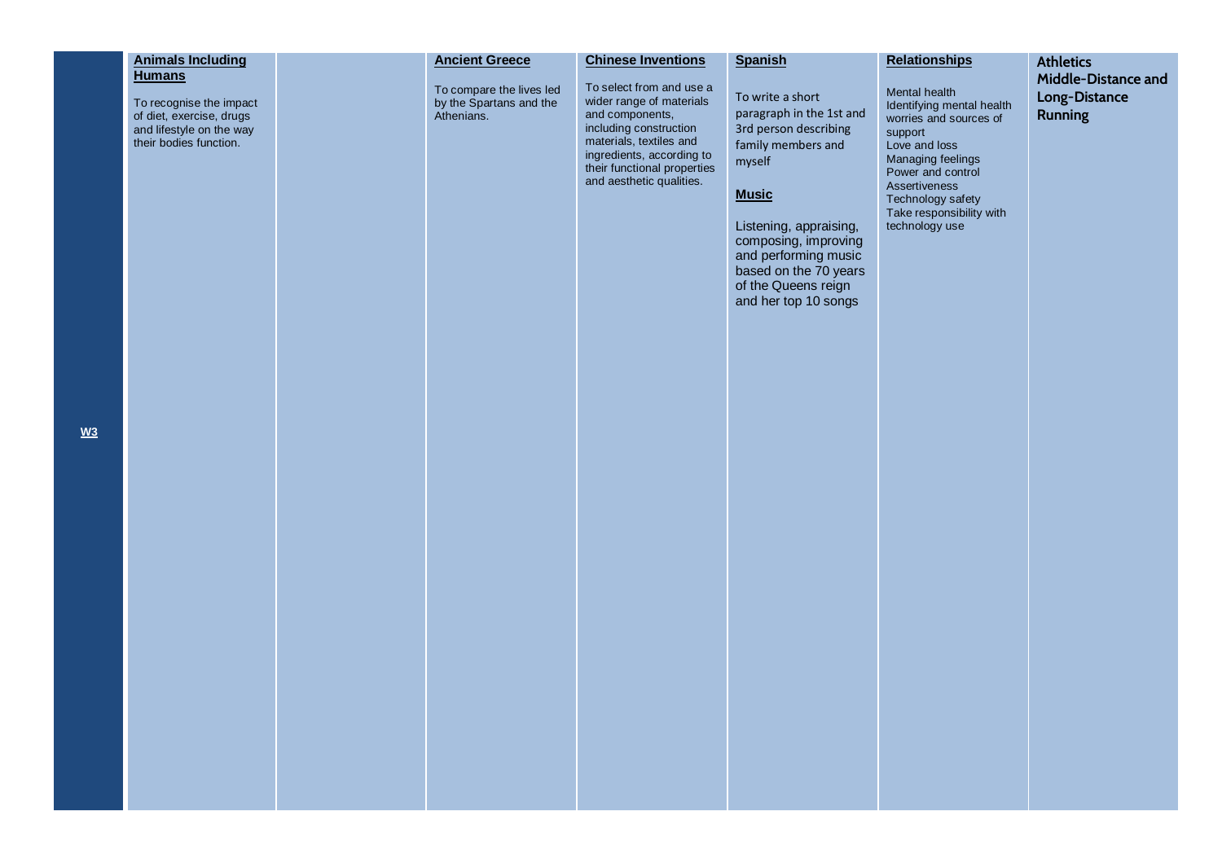| W3 | **Animals Including Humans**<br><br>To recognise the impact of diet, exercise, drugs and lifestyle on the way their bodies function. | | **Ancient Greece**<br><br>To compare the lives led by the Spartans and the Athenians. | **Chinese Inventions**<br><br>To select from and use a wider range of materials and components, including construction materials, textiles and ingredients, according to their functional properties and aesthetic qualities. | **Spanish**<br><br>To write a short paragraph in the 1st and 3rd person describing family members and myself<br><br>**Music**<br><br>Listening, appraising, composing, improving and performing music based on the 70 years of the Queens reign and her top 10 songs | **Relationships**<br><br>Mental health<br>Identifying mental health worries and sources of support<br>Love and loss<br>Managing feelings<br>Power and control<br>Assertiveness<br>Technology safety<br>Take responsibility with technology use | **Athletics Middle-Distance and Long-Distance Running** |
|---|---|---|---|---|---|---|---|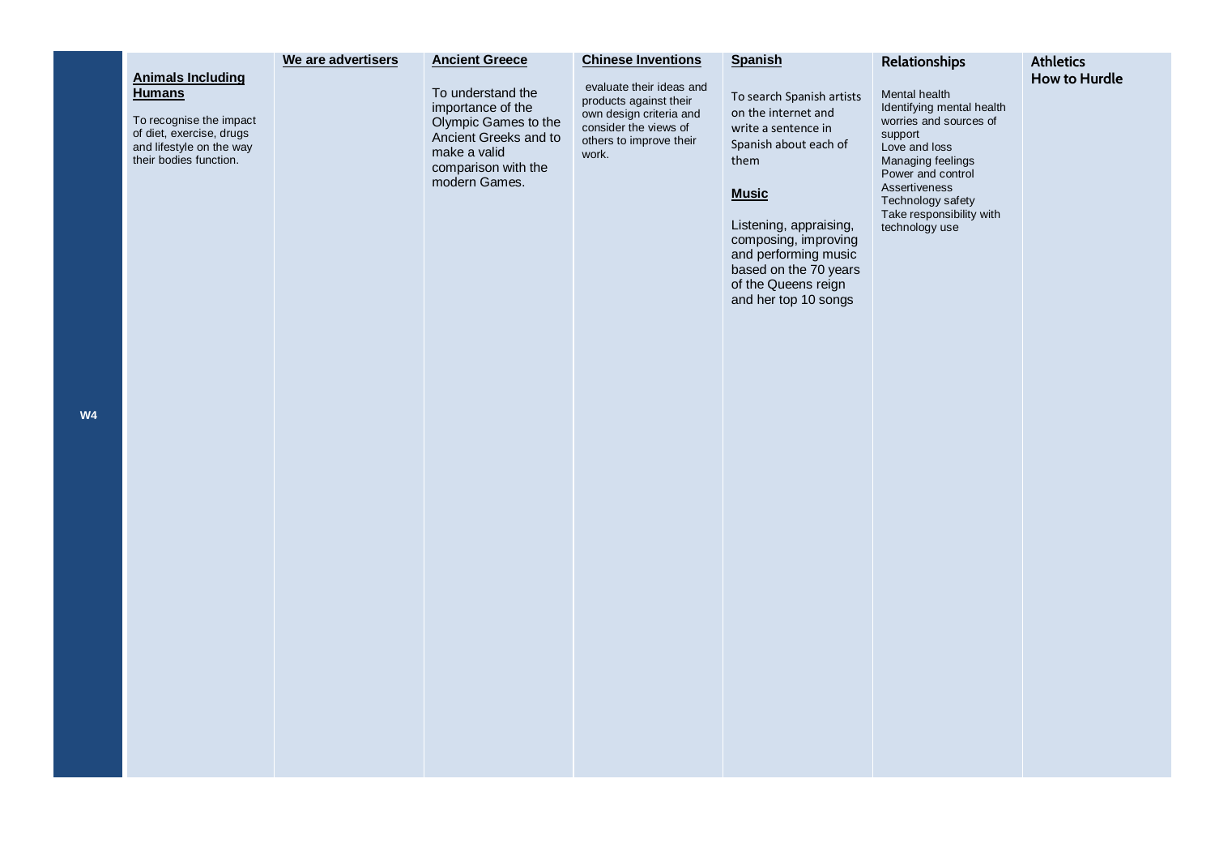| W4 | **Animals Including Humans**<br><br>To recognise the impact of diet, exercise, drugs and lifestyle on the way their bodies function. | **We are advertisers** | **Ancient Greece**<br><br>To understand the importance of the Olympic Games to the Ancient Greeks and to make a valid comparison with the modern Games. | **Chinese Inventions**<br><br>evaluate their ideas and products against their own design criteria and consider the views of others to improve their work. | **Spanish**<br><br>To search Spanish artists on the internet and write a sentence in Spanish about each of them<br><br>**Music**<br><br>Listening, appraising, composing, improving and performing music based on the 70 years of the Queens reign and her top 10 songs | **Relationships**<br><br>Mental health<br>Identifying mental health worries and sources of support<br>Love and loss<br>Managing feelings<br>Power and control<br>Assertiveness<br>Technology safety<br>Take responsibility with technology use | **Athletics**<br>**How to Hurdle** |
|---|---|---|---|---|---|---|---|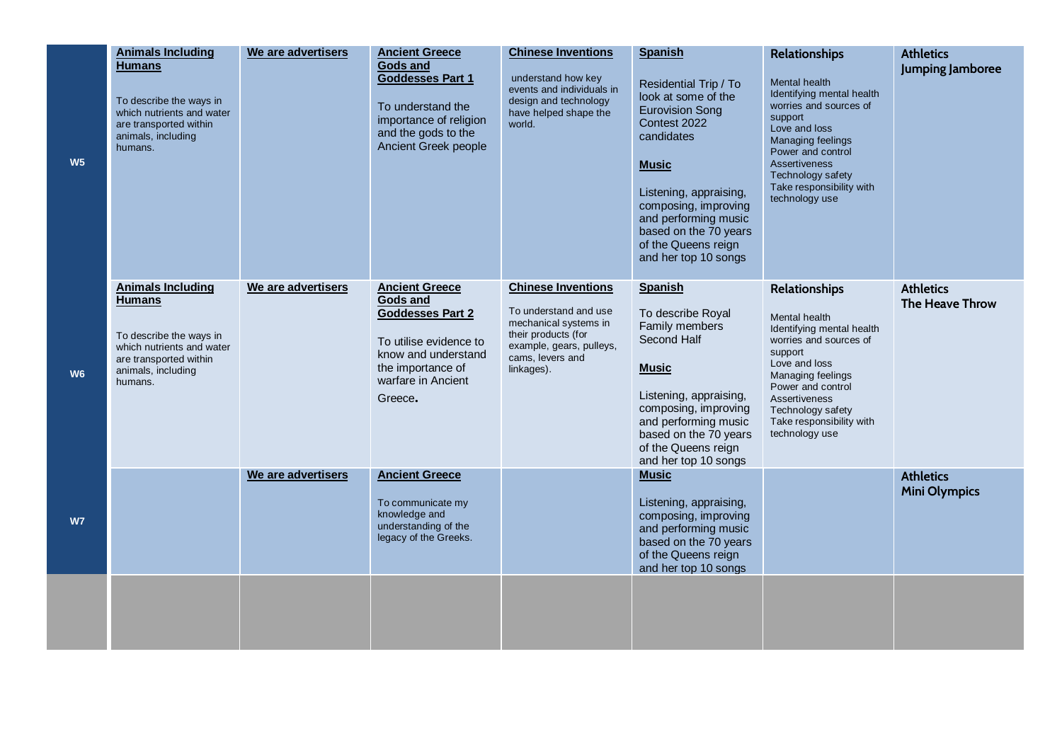| | | | | | | | |
|---|---|---|---|---|---|---|---|
| **W5** | **Animals Including Humans**<br><br>To describe the ways in which nutrients and water are transported within animals, including humans. | **We are advertisers** | **Ancient Greece Gods and Goddesses Part 1**<br><br>To understand the importance of religion and the gods to the Ancient Greek people | **Chinese Inventions**<br><br>understand how key events and individuals in design and technology have helped shape the world. | **Spanish**<br><br>Residential Trip / To look at some of the Eurovision Song Contest 2022 candidates<br><br>**Music**<br><br>Listening, appraising, composing, improving and performing music based on the 70 years of the Queens reign and her top 10 songs | **Relationships**<br><br>Mental health<br>Identifying mental health worries and sources of support<br>Love and loss<br>Managing feelings<br>Power and control<br>Assertiveness<br>Technology safety<br>Take responsibility with technology use | **Athletics**<br>**Jumping Jamboree** |
| **W6** | **Animals Including Humans**<br><br>To describe the ways in which nutrients and water are transported within animals, including humans. | **We are advertisers** | **Ancient Greece Gods and Goddesses Part 2**<br><br>To utilise evidence to know and understand the importance of warfare in Ancient Greece. | **Chinese Inventions**<br><br>To understand and use mechanical systems in their products (for example, gears, pulleys, cams, levers and linkages). | **Spanish**<br><br>To describe Royal Family members Second Half<br><br>**Music**<br><br>Listening, appraising, composing, improving and performing music based on the 70 years of the Queens reign and her top 10 songs | **Relationships**<br><br>Mental health<br>Identifying mental health worries and sources of support<br>Love and loss<br>Managing feelings<br>Power and control<br>Assertiveness<br>Technology safety<br>Take responsibility with technology use | **Athletics**<br>**The Heave Throw** |
| **W7** | | **We are advertisers** | **Ancient Greece**<br><br>To communicate my knowledge and understanding of the legacy of the Greeks. | | **Music**<br><br>Listening, appraising, composing, improving and performing music based on the 70 years of the Queens reign and her top 10 songs | | **Athletics**<br>**Mini Olympics** |
| | | | | | | | |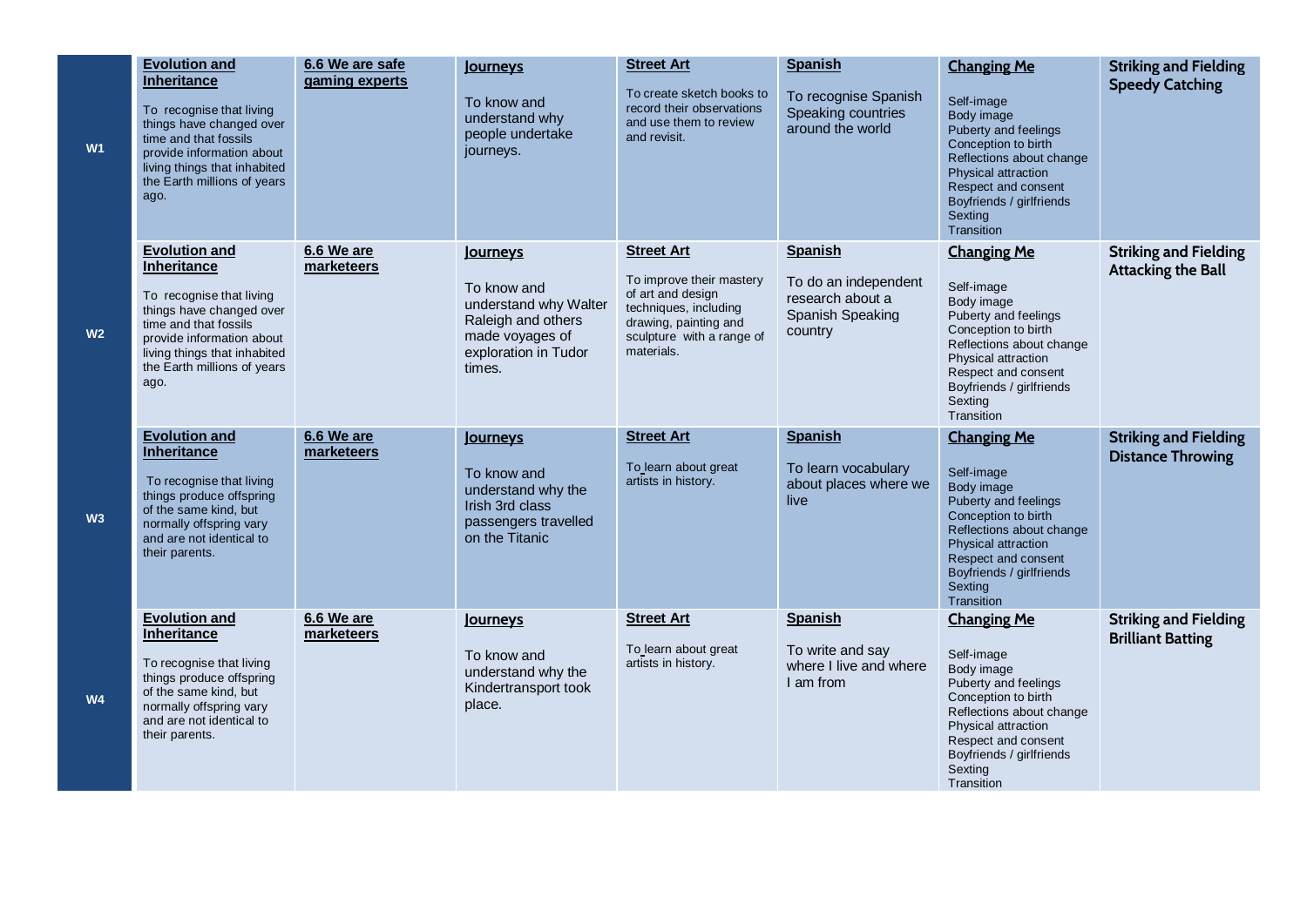| | | | | | | | |
|---|---|---|---|---|---|---|---|
| **W1** | **Evolution and Inheritance**<br><br>To recognise that living things have changed over time and that fossils provide information about living things that inhabited the Earth millions of years ago. | **6.6 We are safe gaming experts** | **Journeys**<br><br>To know and understand why people undertake journeys. | **Street Art**<br><br>To create sketch books to record their observations and use them to review and revisit. | **Spanish**<br><br>To recognise Spanish Speaking countries around the world | **Changing Me**<br><br>Self-image<br>Body image<br>Puberty and feelings<br>Conception to birth<br>Reflections about change<br>Physical attraction<br>Respect and consent<br>Boyfriends / girlfriends<br>Sexting<br>Transition | **Striking and Fielding Speedy Catching** |
| **W2** | **Evolution and Inheritance**<br><br>To recognise that living things have changed over time and that fossils provide information about living things that inhabited the Earth millions of years ago. | **6.6 We are marketeers** | **Journeys**<br><br>To know and understand why Walter Raleigh and others made voyages of exploration in Tudor times. | **Street Art**<br><br>To improve their mastery of art and design techniques, including drawing, painting and sculpture with a range of materials. | **Spanish**<br><br>To do an independent research about a Spanish Speaking country | **Changing Me**<br><br>Self-image<br>Body image<br>Puberty and feelings<br>Conception to birth<br>Reflections about change<br>Physical attraction<br>Respect and consent<br>Boyfriends / girlfriends<br>Sexting<br>Transition | **Striking and Fielding Attacking the Ball** |
| **W3** | **Evolution and Inheritance**<br><br>To recognise that living things produce offspring of the same kind, but normally offspring vary and are not identical to their parents. | **6.6 We are marketeers** | **Journeys**<br><br>To know and understand why the Irish 3rd class passengers travelled on the Titanic | **Street Art**<br><br>To learn about great artists in history. | **Spanish**<br><br>To learn vocabulary about places where we live | **Changing Me**<br><br>Self-image<br>Body image<br>Puberty and feelings<br>Conception to birth<br>Reflections about change<br>Physical attraction<br>Respect and consent<br>Boyfriends / girlfriends<br>Sexting<br>Transition | **Striking and Fielding Distance Throwing** |
| **W4** | **Evolution and Inheritance**<br><br>To recognise that living things produce offspring of the same kind, but normally offspring vary and are not identical to their parents. | **6.6 We are marketeers** | **Journeys**<br><br>To know and understand why the Kindertransport took place. | **Street Art**<br><br>To learn about great artists in history. | **Spanish**<br><br>To write and say where I live and where I am from | **Changing Me**<br><br>Self-image<br>Body image<br>Puberty and feelings<br>Conception to birth<br>Reflections about change<br>Physical attraction<br>Respect and consent<br>Boyfriends / girlfriends<br>Sexting<br>Transition | **Striking and Fielding Brilliant Batting** |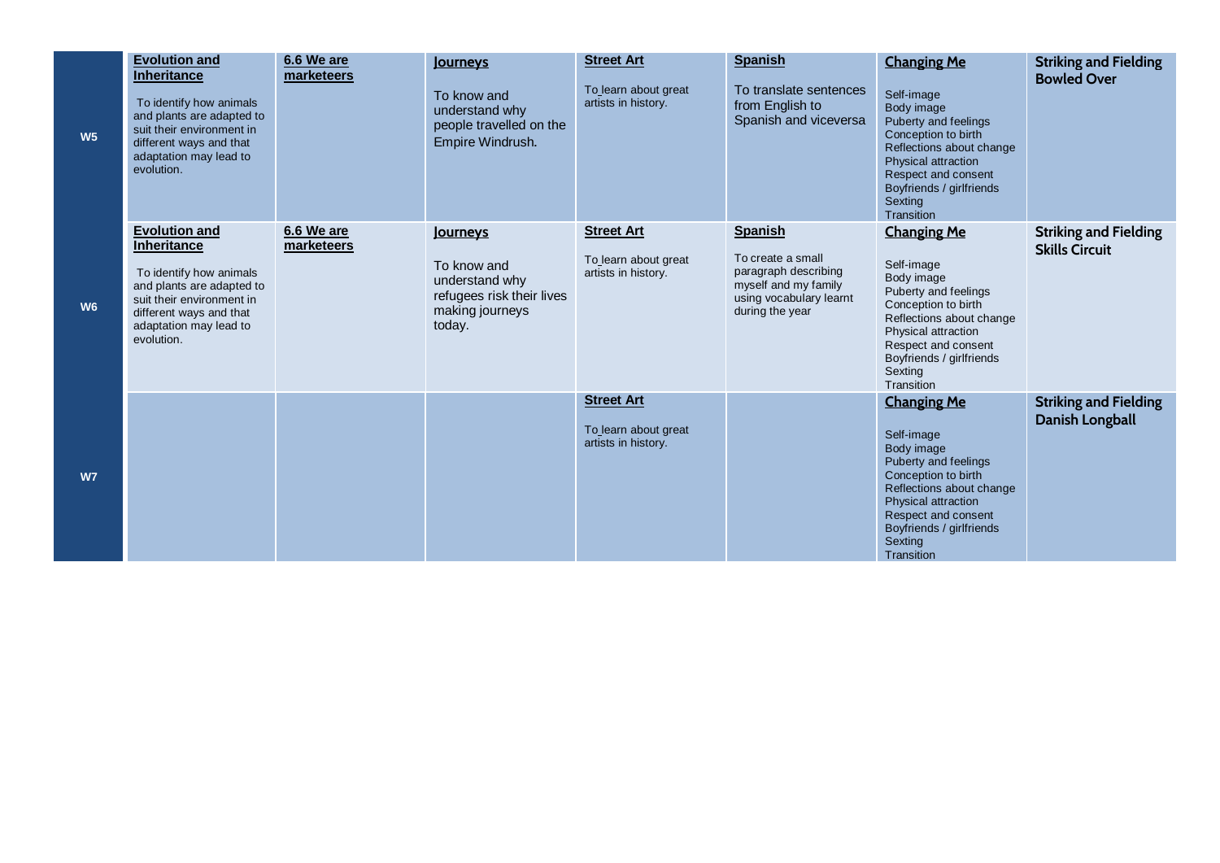| | | | | | | | |
|---|---|---|---|---|---|---|---|
| **W5** | **Evolution and Inheritance**<br><br>To identify how animals and plants are adapted to suit their environment in different ways and that adaptation may lead to evolution. | **6.6 We are marketeers** | **Journeys**<br><br>To know and understand why people travelled on the Empire Windrush. | **Street Art**<br><br>To learn about great artists in history. | **Spanish**<br><br>To translate sentences from English to Spanish and viceversa | **Changing Me**<br><br>Self-image<br>Body image<br>Puberty and feelings<br>Conception to birth<br>Reflections about change<br>Physical attraction<br>Respect and consent<br>Boyfriends / girlfriends<br>Sexting<br>Transition | **Striking and Fielding Bowled Over** |
| **W6** | **Evolution and Inheritance**<br><br>To identify how animals and plants are adapted to suit their environment in different ways and that adaptation may lead to evolution. | **6.6 We are marketeers** | **Journeys**<br><br>To know and understand why refugees risk their lives making journeys today. | **Street Art**<br><br>To learn about great artists in history. | **Spanish**<br><br>To create a small paragraph describing myself and my family using vocabulary learnt during the year | **Changing Me**<br><br>Self-image<br>Body image<br>Puberty and feelings<br>Conception to birth<br>Reflections about change<br>Physical attraction<br>Respect and consent<br>Boyfriends / girlfriends<br>Sexting<br>Transition | **Striking and Fielding Skills Circuit** |
| **W7** | | | | **Street Art**<br><br>To learn about great artists in history. | | **Changing Me**<br><br>Self-image<br>Body image<br>Puberty and feelings<br>Conception to birth<br>Reflections about change<br>Physical attraction<br>Respect and consent<br>Boyfriends / girlfriends<br>Sexting<br>Transition | **Striking and Fielding Danish Longball** |